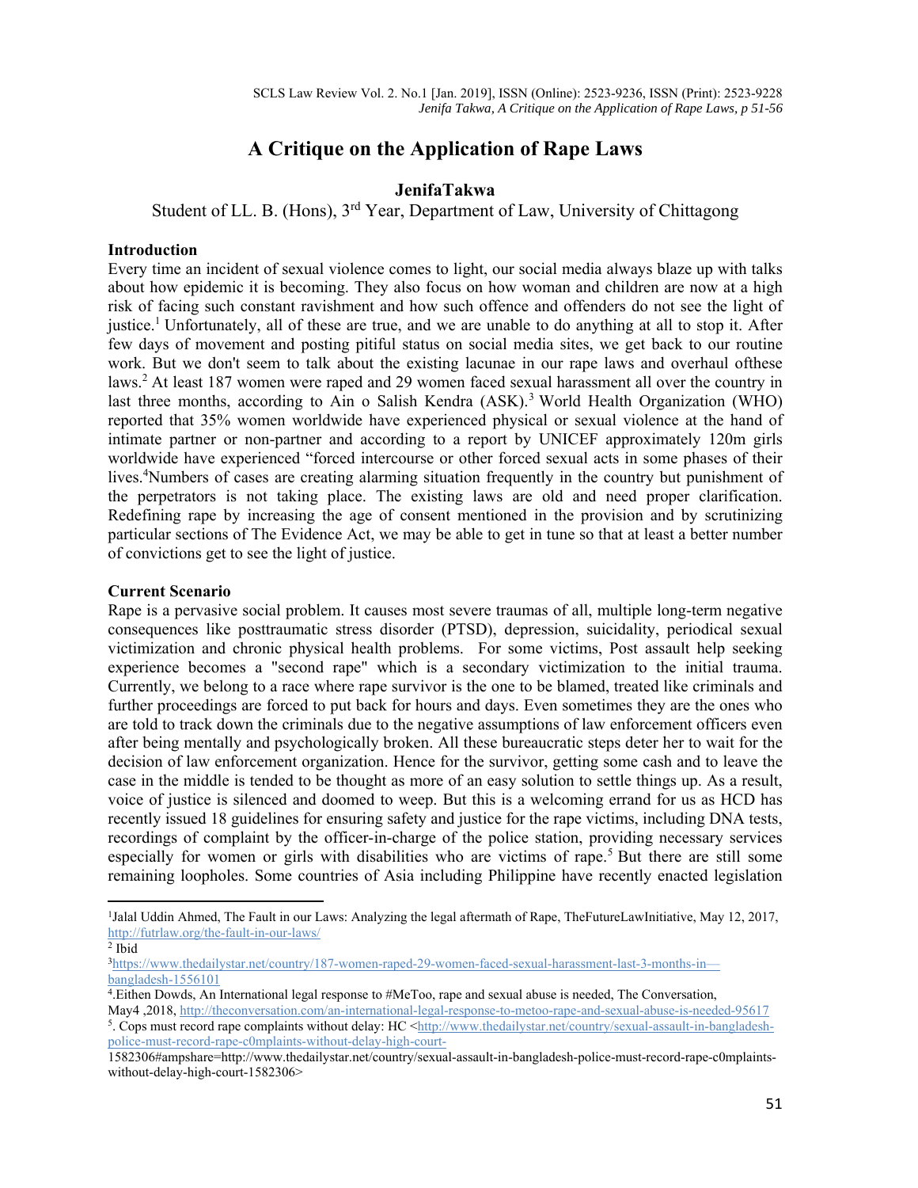# A Critique on the Application of Rape Laws

**JenifaTakwa**

Student of LL. B. (Hons), 3rd Year, Department of Law, University of Chittagong

**Introduction**

Every time an incident of sexual violence comes to light, our social media always blaze up with talks about how epidemic it is becoming. They also focus on how woman and children are now at a high risk of facing such constant ravishment and how such offence and offenders do not see the light of justice.[1] Unfortunately, all of these are true, and we are unable to do anything at all to stop it. After few days of movement and posting pitiful status on social media sites, we get back to our routine work. But we don't seem to talk about the existing lacunae in our rape laws and overhaul ofthese laws.[2] At least 187 women were raped and 29 women faced sexual harassment all over the country in last three months, according to Ain o Salish Kendra (ASK).[3] World Health Organization (WHO) reported that 35% women worldwide have experienced physical or sexual violence at the hand of intimate partner or non-partner and according to a report by UNICEF approximately 120m girls worldwide have experienced "forced intercourse or other forced sexual acts in some phases of their lives.[4]Numbers of cases are creating alarming situation frequently in the country but punishment of the perpetrators is not taking place. The existing laws are old and need proper clarification. Redefining rape by increasing the age of consent mentioned in the provision and by scrutinizing particular sections of The Evidence Act, we may be able to get in tune so that at least a better number of convictions get to see the light of justice.

**Current Scenario**

Rape is a pervasive social problem. It causes most severe traumas of all, multiple long-term negative consequences like posttraumatic stress disorder (PTSD), depression, suicidality, periodical sexual victimization and chronic physical health problems. For some victims, Post assault help seeking experience becomes a "second rape" which is a secondary victimization to the initial trauma. Currently, we belong to a race where rape survivor is the one to be blamed, treated like criminals and further proceedings are forced to put back for hours and days. Even sometimes they are the ones who are told to track down the criminals due to the negative assumptions of law enforcement officers even after being mentally and psychologically broken. All these bureaucratic steps deter her to wait for the decision of law enforcement organization. Hence for the survivor, getting some cash and to leave the case in the middle is tended to be thought as more of an easy solution to settle things up. As a result, voice of justice is silenced and doomed to weep. But this is a welcoming errand for us as HCD has recently issued 18 guidelines for ensuring safety and justice for the rape victims, including DNA tests, recordings of complaint by the officer-in-charge of the police station, providing necessary services especially for women or girls with disabilities who are victims of rape.[5] But there are still some remaining loopholes. Some countries of Asia including Philippine have recently enacted legislation

---

[1] Jalal Uddin Ahmed, The Fault in our Laws: Analyzing the legal aftermath of Rape, TheFutureLawInitiative, May 12, 2017, http://futrlaw.org/the-fault-in-our-laws/

[2] Ibid

[3] https://www.thedailystar.net/country/187-women-raped-29-women-faced-sexual-harassment-last-3-months-in—bangladesh-1556101

[4] .Eithen Dowds, An International legal response to #MeToo, rape and sexual abuse is needed, The Conversation, May4 ,2018, http://theconversation.com/an-international-legal-response-to-metoo-rape-and-sexual-abuse-is-needed-95617

[5] . Cops must record rape complaints without delay: HC <http://www.thedailystar.net/country/sexual-assault-in-bangladesh-police-must-record-rape-c0mplaints-without-delay-high-court-1582306#ampshare=http://www.thedailystar.net/country/sexual-assault-in-bangladesh-police-must-record-rape-c0mplaints-without-delay-high-court-1582306>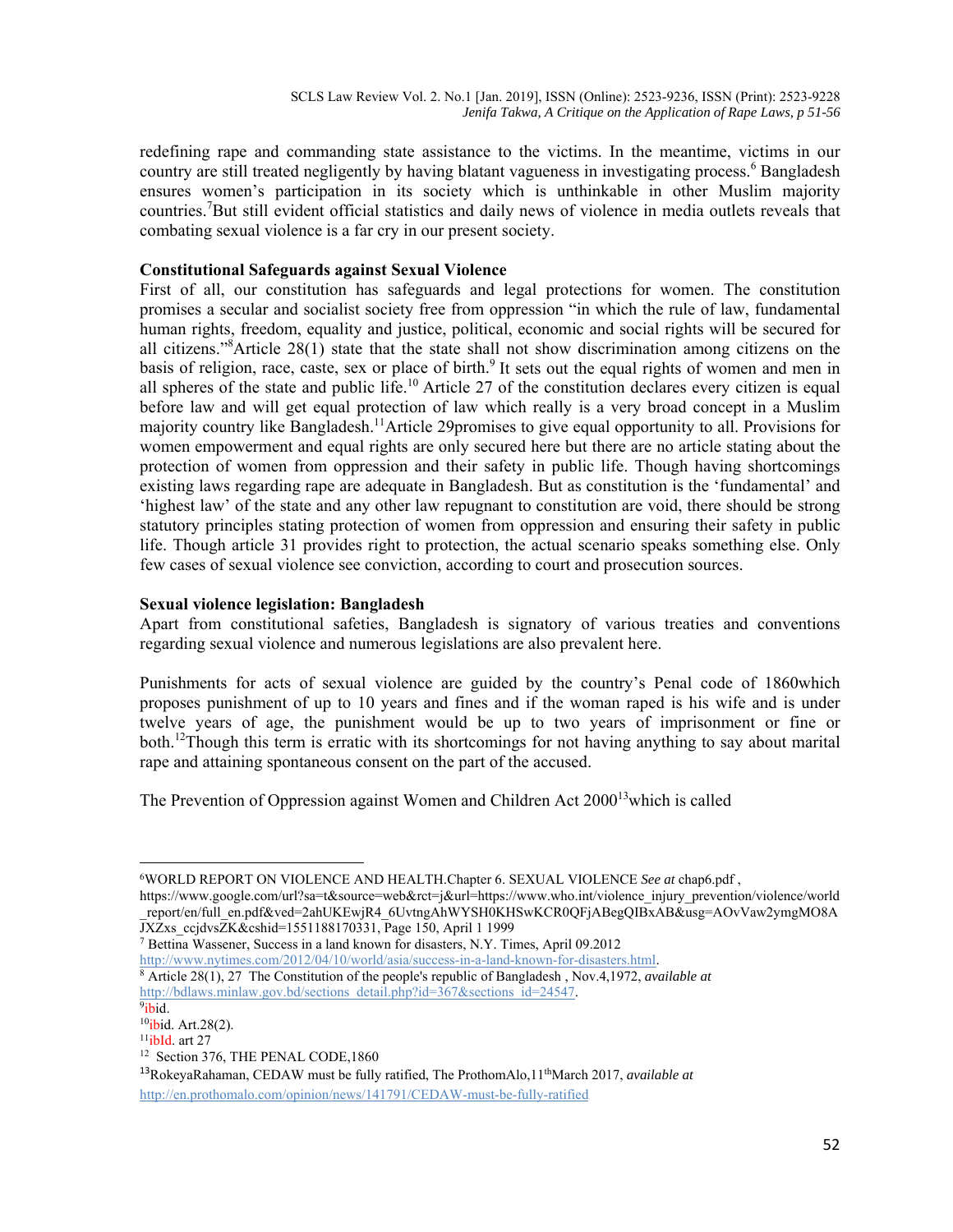redefining rape and commanding state assistance to the victims. In the meantime, victims in our country are still treated negligently by having blatant vagueness in investigating process.[6] Bangladesh ensures women's participation in its society which is unthinkable in other Muslim majority countries.[7]But still evident official statistics and daily news of violence in media outlets reveals that combating sexual violence is a far cry in our present society.

**Constitutional Safeguards against Sexual Violence**

First of all, our constitution has safeguards and legal protections for women. The constitution promises a secular and socialist society free from oppression "in which the rule of law, fundamental human rights, freedom, equality and justice, political, economic and social rights will be secured for all citizens."[8]Article 28(1) state that the state shall not show discrimination among citizens on the basis of religion, race, caste, sex or place of birth.[9] It sets out the equal rights of women and men in all spheres of the state and public life.[10] Article 27 of the constitution declares every citizen is equal before law and will get equal protection of law which really is a very broad concept in a Muslim majority country like Bangladesh.[11]Article 29promises to give equal opportunity to all. Provisions for women empowerment and equal rights are only secured here but there are no article stating about the protection of women from oppression and their safety in public life. Though having shortcomings existing laws regarding rape are adequate in Bangladesh. But as constitution is the 'fundamental' and 'highest law' of the state and any other law repugnant to constitution are void, there should be strong statutory principles stating protection of women from oppression and ensuring their safety in public life. Though article 31 provides right to protection, the actual scenario speaks something else. Only few cases of sexual violence see conviction, according to court and prosecution sources.

**Sexual violence legislation: Bangladesh**

Apart from constitutional safeties, Bangladesh is signatory of various treaties and conventions regarding sexual violence and numerous legislations are also prevalent here.

Punishments for acts of sexual violence are guided by the country's Penal code of 1860which proposes punishment of up to 10 years and fines and if the woman raped is his wife and is under twelve years of age, the punishment would be up to two years of imprisonment or fine or both.[12]Though this term is erratic with its shortcomings for not having anything to say about marital rape and attaining spontaneous consent on the part of the accused.

The Prevention of Oppression against Women and Children Act 2000[13]which is called

---

[6]WORLD REPORT ON VIOLENCE AND HEALTH.Chapter 6. SEXUAL VIOLENCE *See at* chap6.pdf , https://www.google.com/url?sa=t&source=web&rct=j&url=https://www.who.int/violence_injury_prevention/violence/world_report/en/full_en.pdf&ved=2ahUKEwjR4_6UvtngAhWYSH0KHSwKCR0QFjABegQIBxAB&usg=AOvVaw2ymgMO8AJXZxs_ccjdvsZK&cshid=1551188170331, Page 150, April 1 1999

[7] Bettina Wassener, Success in a land known for disasters, N.Y. Times, April 09.2012 http://www.nytimes.com/2012/04/10/world/asia/success-in-a-land-known-for-disasters.html.

[8] Article 28(1), 27 The Constitution of the people's republic of Bangladesh , Nov.4,1972, *available at* http://bdlaws.minlaw.gov.bd/sections_detail.php?id=367&sections_id=24547.

[9]ibid.

[10]ibid. Art.28(2).

[11]ibId. art 27

[12] Section 376, THE PENAL CODE,1860

[13]RokeyaRahaman, CEDAW must be fully ratified, The ProthomAlo,11thMarch 2017, *available at* http://en.prothomalo.com/opinion/news/141791/CEDAW-must-be-fully-ratified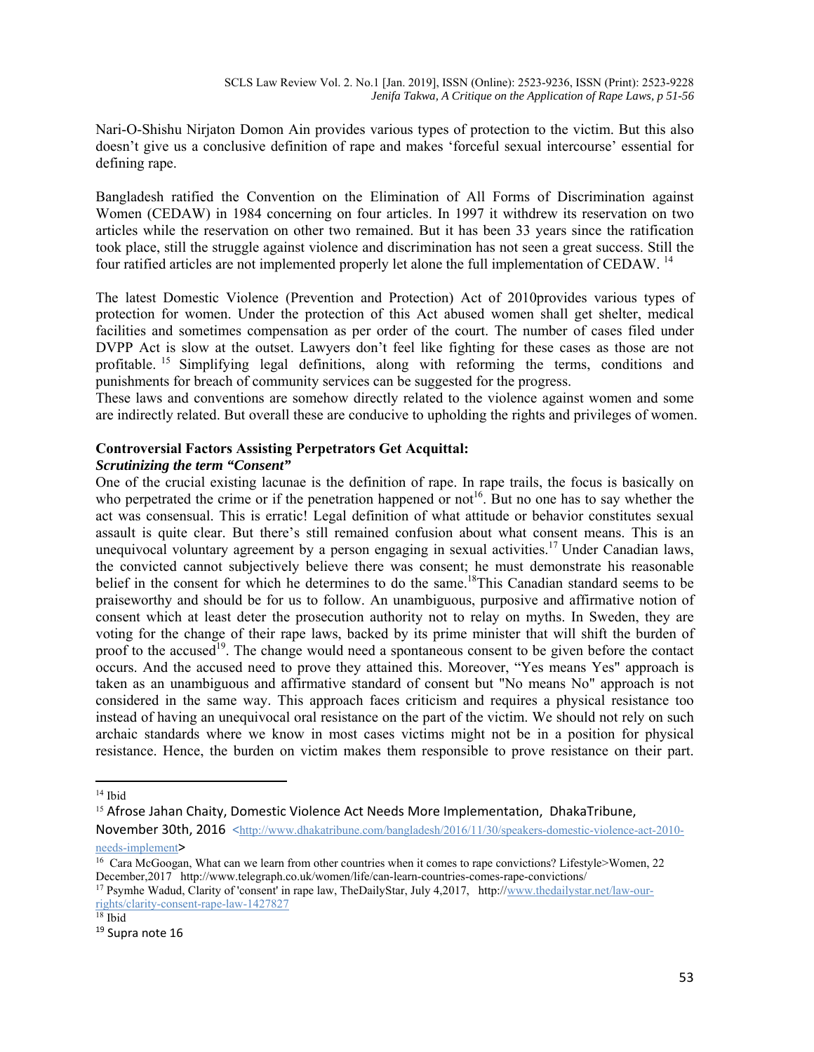Nari-O-Shishu Nirjaton Domon Ain provides various types of protection to the victim. But this also doesn't give us a conclusive definition of rape and makes 'forceful sexual intercourse' essential for defining rape.

Bangladesh ratified the Convention on the Elimination of All Forms of Discrimination against Women (CEDAW) in 1984 concerning on four articles. In 1997 it withdrew its reservation on two articles while the reservation on other two remained. But it has been 33 years since the ratification took place, still the struggle against violence and discrimination has not seen a great success. Still the four ratified articles are not implemented properly let alone the full implementation of CEDAW. [14]

The latest Domestic Violence (Prevention and Protection) Act of 2010provides various types of protection for women. Under the protection of this Act abused women shall get shelter, medical facilities and sometimes compensation as per order of the court. The number of cases filed under DVPP Act is slow at the outset. Lawyers don't feel like fighting for these cases as those are not profitable. [15] Simplifying legal definitions, along with reforming the terms, conditions and punishments for breach of community services can be suggested for the progress.
These laws and conventions are somehow directly related to the violence against women and some are indirectly related. But overall these are conducive to upholding the rights and privileges of women.

**Controversial Factors Assisting Perpetrators Get Acquittal:**
***Scrutinizing the term "Consent"***
One of the crucial existing lacunae is the definition of rape. In rape trails, the focus is basically on who perpetrated the crime or if the penetration happened or not[16]. But no one has to say whether the act was consensual. This is erratic! Legal definition of what attitude or behavior constitutes sexual assault is quite clear. But there's still remained confusion about what consent means. This is an unequivocal voluntary agreement by a person engaging in sexual activities.[17] Under Canadian laws, the convicted cannot subjectively believe there was consent; he must demonstrate his reasonable belief in the consent for which he determines to do the same.[18]This Canadian standard seems to be praiseworthy and should be for us to follow. An unambiguous, purposive and affirmative notion of consent which at least deter the prosecution authority not to relay on myths. In Sweden, they are voting for the change of their rape laws, backed by its prime minister that will shift the burden of proof to the accused[19]. The change would need a spontaneous consent to be given before the contact occurs. And the accused need to prove they attained this. Moreover, "Yes means Yes" approach is taken as an unambiguous and affirmative standard of consent but "No means No" approach is not considered in the same way. This approach faces criticism and requires a physical resistance too instead of having an unequivocal oral resistance on the part of the victim. We should not rely on such archaic standards where we know in most cases victims might not be in a position for physical resistance. Hence, the burden on victim makes them responsible to prove resistance on their part.

---

[14] Ibid

[15] Afrose Jahan Chaity, Domestic Violence Act Needs More Implementation, DhakaTribune, November 30th, 2016 <http://www.dhakatribune.com/bangladesh/2016/11/30/speakers-domestic-violence-act-2010-needs-implement>

[16] Cara McGoogan, What can we learn from other countries when it comes to rape convictions? Lifestyle>Women, 22 December,2017 http://www.telegraph.co.uk/women/life/can-learn-countries-comes-rape-convictions/

[17] Psymhe Wadud, Clarity of 'consent' in rape law, TheDailyStar, July 4,2017, http://www.thedailystar.net/law-our-rights/clarity-consent-rape-law-1427827

[18] Ibid

[19] Supra note 16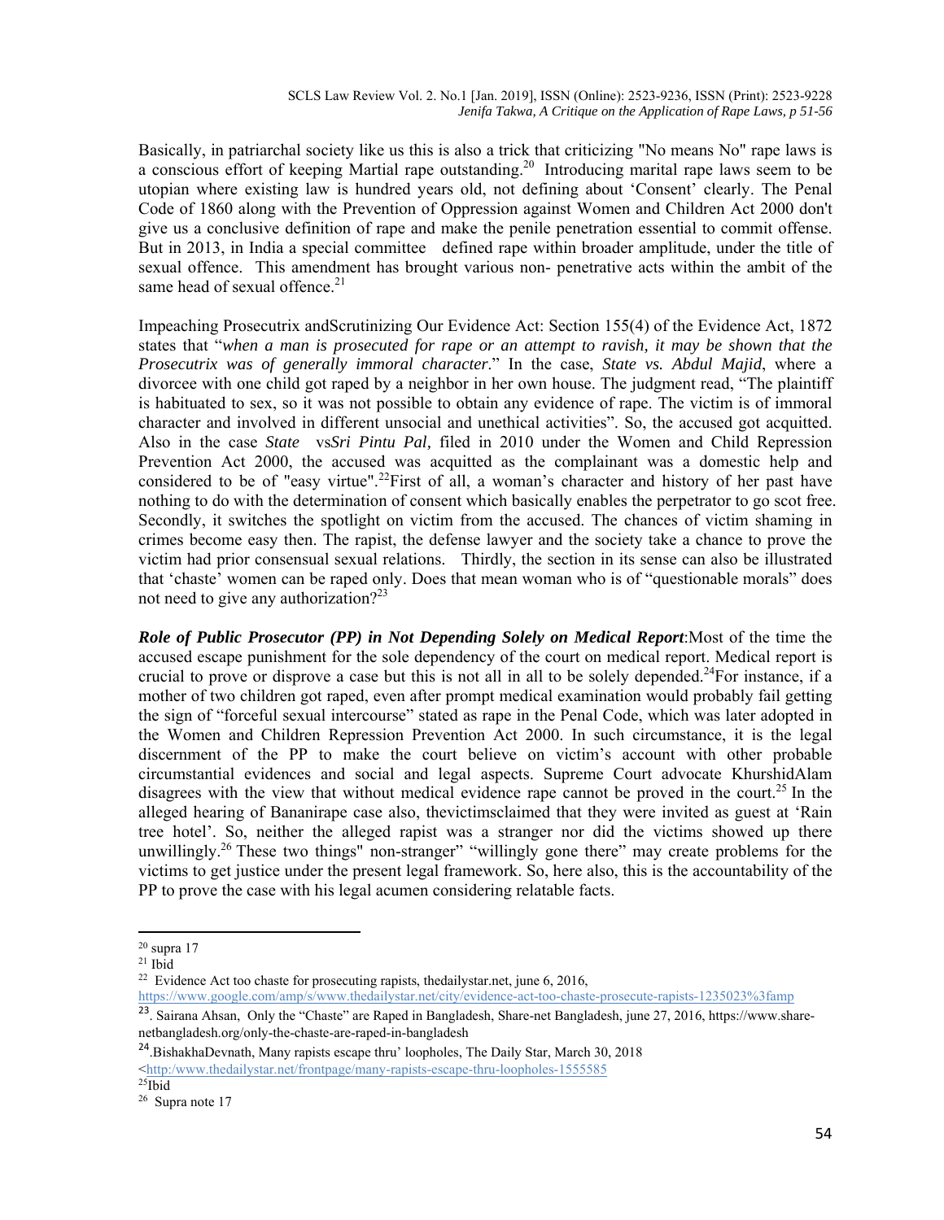Basically, in patriarchal society like us this is also a trick that criticizing "No means No" rape laws is a conscious effort of keeping Martial rape outstanding.[20] Introducing marital rape laws seem to be utopian where existing law is hundred years old, not defining about 'Consent' clearly. The Penal Code of 1860 along with the Prevention of Oppression against Women and Children Act 2000 don't give us a conclusive definition of rape and make the penile penetration essential to commit offense. But in 2013, in India a special committee defined rape within broader amplitude, under the title of sexual offence. This amendment has brought various non- penetrative acts within the ambit of the same head of sexual offence.[21]

Impeaching Prosecutrix andScrutinizing Our Evidence Act: Section 155(4) of the Evidence Act, 1872 states that "*when a man is prosecuted for rape or an attempt to ravish, it may be shown that the Prosecutrix was of generally immoral character*." In the case, *State vs. Abdul Majid*, where a divorcee with one child got raped by a neighbor in her own house. The judgment read, "The plaintiff is habituated to sex, so it was not possible to obtain any evidence of rape. The victim is of immoral character and involved in different unsocial and unethical activities". So, the accused got acquitted. Also in the case *State* vs*Sri Pintu Pal,* filed in 2010 under the Women and Child Repression Prevention Act 2000, the accused was acquitted as the complainant was a domestic help and considered to be of "easy virtue".[22]First of all, a woman's character and history of her past have nothing to do with the determination of consent which basically enables the perpetrator to go scot free. Secondly, it switches the spotlight on victim from the accused. The chances of victim shaming in crimes become easy then. The rapist, the defense lawyer and the society take a chance to prove the victim had prior consensual sexual relations. Thirdly, the section in its sense can also be illustrated that 'chaste' women can be raped only. Does that mean woman who is of "questionable morals" does not need to give any authorization?[23]

***Role of Public Prosecutor (PP) in Not Depending Solely on Medical Report***:Most of the time the accused escape punishment for the sole dependency of the court on medical report. Medical report is crucial to prove or disprove a case but this is not all in all to be solely depended.[24]For instance, if a mother of two children got raped, even after prompt medical examination would probably fail getting the sign of "forceful sexual intercourse" stated as rape in the Penal Code, which was later adopted in the Women and Children Repression Prevention Act 2000. In such circumstance, it is the legal discernment of the PP to make the court believe on victim's account with other probable circumstantial evidences and social and legal aspects. Supreme Court advocate KhurshidAlam disagrees with the view that without medical evidence rape cannot be proved in the court.[25] In the alleged hearing of Bananirape case also, thevictimsclaimed that they were invited as guest at 'Rain tree hotel'. So, neither the alleged rapist was a stranger nor did the victims showed up there unwillingly.[26] These two things" non-stranger" "willingly gone there" may create problems for the victims to get justice under the present legal framework. So, here also, this is the accountability of the PP to prove the case with his legal acumen considering relatable facts.

---

[20] supra 17

[21] Ibid

[22] Evidence Act too chaste for prosecuting rapists, thedailystar.net, june 6, 2016, https://www.google.com/amp/s/www.thedailystar.net/city/evidence-act-too-chaste-prosecute-rapists-1235023%3famp

[23]. Sairana Ahsan, Only the "Chaste" are Raped in Bangladesh, Share-net Bangladesh, june 27, 2016, https://www.share-netbangladesh.org/only-the-chaste-are-raped-in-bangladesh

[24].BishakhaDevnath, Many rapists escape thru' loopholes, The Daily Star, March 30, 2018 <http:/www.thedailystar.net/frontpage/many-rapists-escape-thru-loopholes-1555585

[25]Ibid

[26] Supra note 17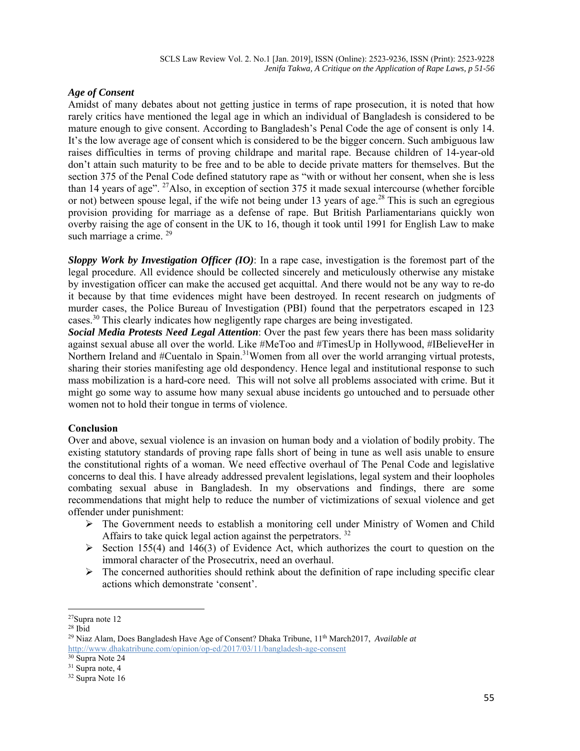### *Age of Consent*

Amidst of many debates about not getting justice in terms of rape prosecution, it is noted that how rarely critics have mentioned the legal age in which an individual of Bangladesh is considered to be mature enough to give consent. According to Bangladesh's Penal Code the age of consent is only 14. It's the low average age of consent which is considered to be the bigger concern. Such ambiguous law raises difficulties in terms of proving childrape and marital rape. Because children of 14-year-old don't attain such maturity to be free and to be able to decide private matters for themselves. But the section 375 of the Penal Code defined statutory rape as "with or without her consent, when she is less than 14 years of age". [27]Also, in exception of section 375 it made sexual intercourse (whether forcible or not) between spouse legal, if the wife not being under 13 years of age.[28] This is such an egregious provision providing for marriage as a defense of rape. But British Parliamentarians quickly won overby raising the age of consent in the UK to 16, though it took until 1991 for English Law to make such marriage a crime. [29]

***Sloppy Work by Investigation Officer (IO)***: In a rape case, investigation is the foremost part of the legal procedure. All evidence should be collected sincerely and meticulously otherwise any mistake by investigation officer can make the accused get acquittal. And there would not be any way to re-do it because by that time evidences might have been destroyed. In recent research on judgments of murder cases, the Police Bureau of Investigation (PBI) found that the perpetrators escaped in 123 cases.[30] This clearly indicates how negligently rape charges are being investigated.

***Social Media Protests Need Legal Attention***: Over the past few years there has been mass solidarity against sexual abuse all over the world. Like #MeToo and #TimesUp in Hollywood, #IBelieveHer in Northern Ireland and #Cuentalo in Spain.[31]Women from all over the world arranging virtual protests, sharing their stories manifesting age old despondency. Hence legal and institutional response to such mass mobilization is a hard-core need. This will not solve all problems associated with crime. But it might go some way to assume how many sexual abuse incidents go untouched and to persuade other women not to hold their tongue in terms of violence.

## Conclusion

Over and above, sexual violence is an invasion on human body and a violation of bodily probity. The existing statutory standards of proving rape falls short of being in tune as well asis unable to ensure the constitutional rights of a woman. We need effective overhaul of The Penal Code and legislative concerns to deal this. I have already addressed prevalent legislations, legal system and their loopholes combating sexual abuse in Bangladesh. In my observations and findings, there are some recommendations that might help to reduce the number of victimizations of sexual violence and get offender under punishment:

- The Government needs to establish a monitoring cell under Ministry of Women and Child Affairs to take quick legal action against the perpetrators. [32]
- Section 155(4) and 146(3) of Evidence Act, which authorizes the court to question on the immoral character of the Prosecutrix, need an overhaul.
- The concerned authorities should rethink about the definition of rape including specific clear actions which demonstrate 'consent'.

---

[27]Supra note 12

[28] Ibid

[29] Niaz Alam, Does Bangladesh Have Age of Consent? Dhaka Tribune, 11th March2017, *Available at* http://www.dhakatribune.com/opinion/op-ed/2017/03/11/bangladesh-age-consent

[30] Supra Note 24

[31] Supra note, 4

[32] Supra Note 16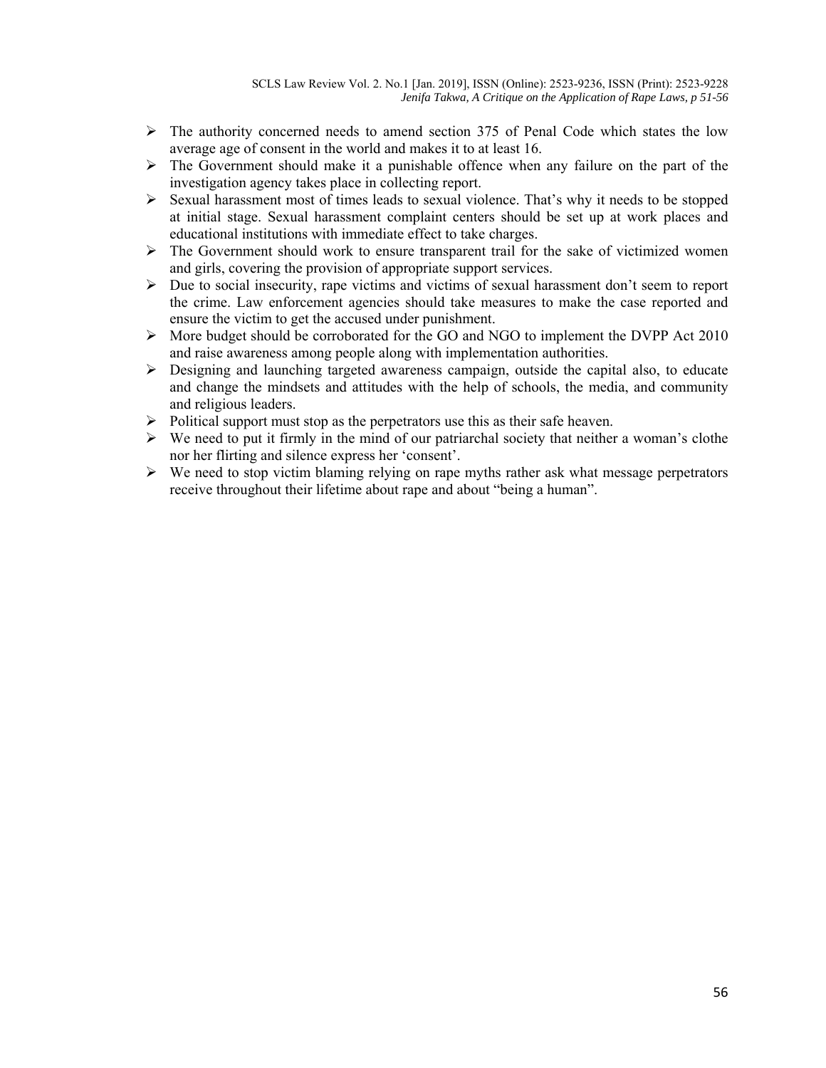- The authority concerned needs to amend section 375 of Penal Code which states the low average age of consent in the world and makes it to at least 16.
- The Government should make it a punishable offence when any failure on the part of the investigation agency takes place in collecting report.
- Sexual harassment most of times leads to sexual violence. That's why it needs to be stopped at initial stage. Sexual harassment complaint centers should be set up at work places and educational institutions with immediate effect to take charges.
- The Government should work to ensure transparent trail for the sake of victimized women and girls, covering the provision of appropriate support services.
- Due to social insecurity, rape victims and victims of sexual harassment don't seem to report the crime. Law enforcement agencies should take measures to make the case reported and ensure the victim to get the accused under punishment.
- More budget should be corroborated for the GO and NGO to implement the DVPP Act 2010 and raise awareness among people along with implementation authorities.
- Designing and launching targeted awareness campaign, outside the capital also, to educate and change the mindsets and attitudes with the help of schools, the media, and community and religious leaders.
- Political support must stop as the perpetrators use this as their safe heaven.
- We need to put it firmly in the mind of our patriarchal society that neither a woman's clothe nor her flirting and silence express her 'consent'.
- We need to stop victim blaming relying on rape myths rather ask what message perpetrators receive throughout their lifetime about rape and about "being a human".